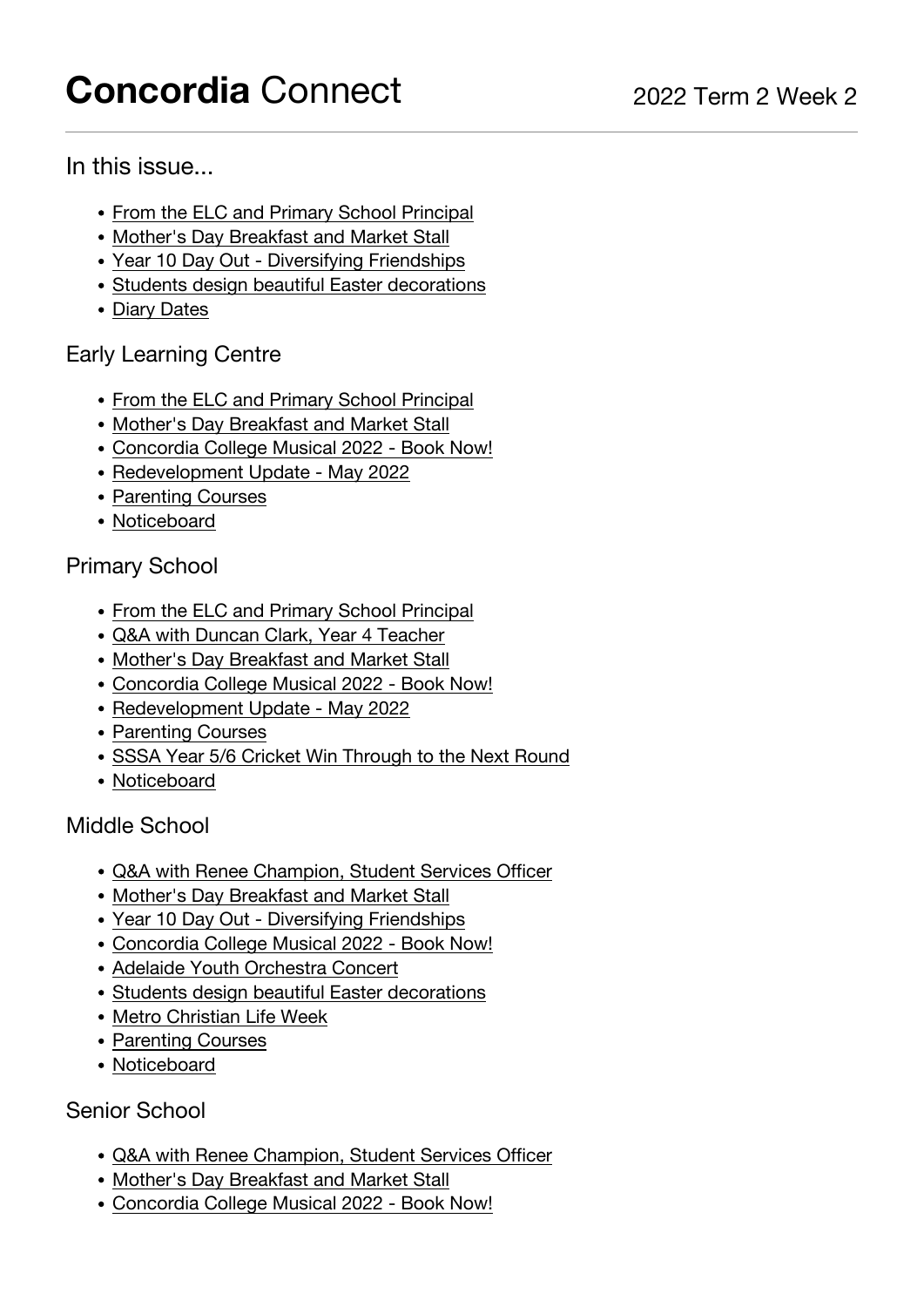# **Concordia** Connect

2022 Term 2 Week 2

---

## In this issue...

- From the ELC and Primary School Principal
- Mother's Day Breakfast and Market Stall
- Year 10 Day Out - Diversifying Friendships
- Students design beautiful Easter decorations
- Diary Dates

## Early Learning Centre

- From the ELC and Primary School Principal
- Mother's Day Breakfast and Market Stall
- Concordia College Musical 2022 - Book Now!
- Redevelopment Update - May 2022
- Parenting Courses
- Noticeboard

## Primary School

- From the ELC and Primary School Principal
- Q&A with Duncan Clark, Year 4 Teacher
- Mother's Day Breakfast and Market Stall
- Concordia College Musical 2022 - Book Now!
- Redevelopment Update - May 2022
- Parenting Courses
- SSSA Year 5/6 Cricket Win Through to the Next Round
- Noticeboard

## Middle School

- Q&A with Renee Champion, Student Services Officer
- Mother's Day Breakfast and Market Stall
- Year 10 Day Out - Diversifying Friendships
- Concordia College Musical 2022 - Book Now!
- Adelaide Youth Orchestra Concert
- Students design beautiful Easter decorations
- Metro Christian Life Week
- Parenting Courses
- Noticeboard

## Senior School

- Q&A with Renee Champion, Student Services Officer
- Mother's Day Breakfast and Market Stall
- Concordia College Musical 2022 - Book Now!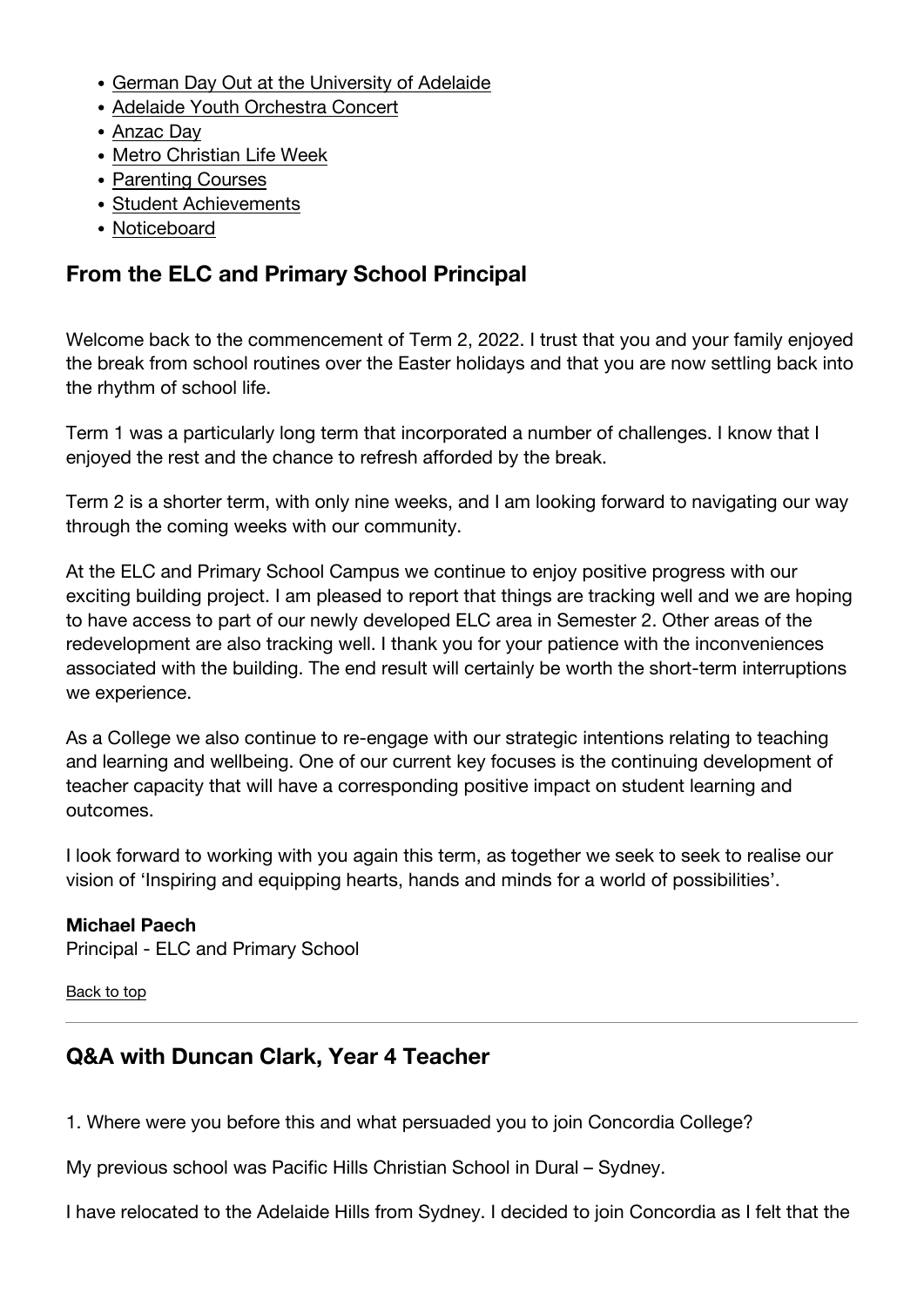- German Day Out at the University of Adelaide
- Adelaide Youth Orchestra Concert
- Anzac Day
- Metro Christian Life Week
- Parenting Courses
- Student Achievements
- Noticeboard

## From the ELC and Primary School Principal

Welcome back to the commencement of Term 2, 2022. I trust that you and your family enjoyed the break from school routines over the Easter holidays and that you are now settling back into the rhythm of school life.

Term 1 was a particularly long term that incorporated a number of challenges. I know that I enjoyed the rest and the chance to refresh afforded by the break.

Term 2 is a shorter term, with only nine weeks, and I am looking forward to navigating our way through the coming weeks with our community.

At the ELC and Primary School Campus we continue to enjoy positive progress with our exciting building project. I am pleased to report that things are tracking well and we are hoping to have access to part of our newly developed ELC area in Semester 2. Other areas of the redevelopment are also tracking well. I thank you for your patience with the inconveniences associated with the building. The end result will certainly be worth the short-term interruptions we experience.

As a College we also continue to re-engage with our strategic intentions relating to teaching and learning and wellbeing. One of our current key focuses is the continuing development of teacher capacity that will have a corresponding positive impact on student learning and outcomes.

I look forward to working with you again this term, as together we seek to seek to realise our vision of 'Inspiring and equipping hearts, hands and minds for a world of possibilities'.

**Michael Paech**
Principal - ELC and Primary School

Back to top

---

## Q&A with Duncan Clark, Year 4 Teacher

1. Where were you before this and what persuaded you to join Concordia College?

My previous school was Pacific Hills Christian School in Dural – Sydney.

I have relocated to the Adelaide Hills from Sydney. I decided to join Concordia as I felt that the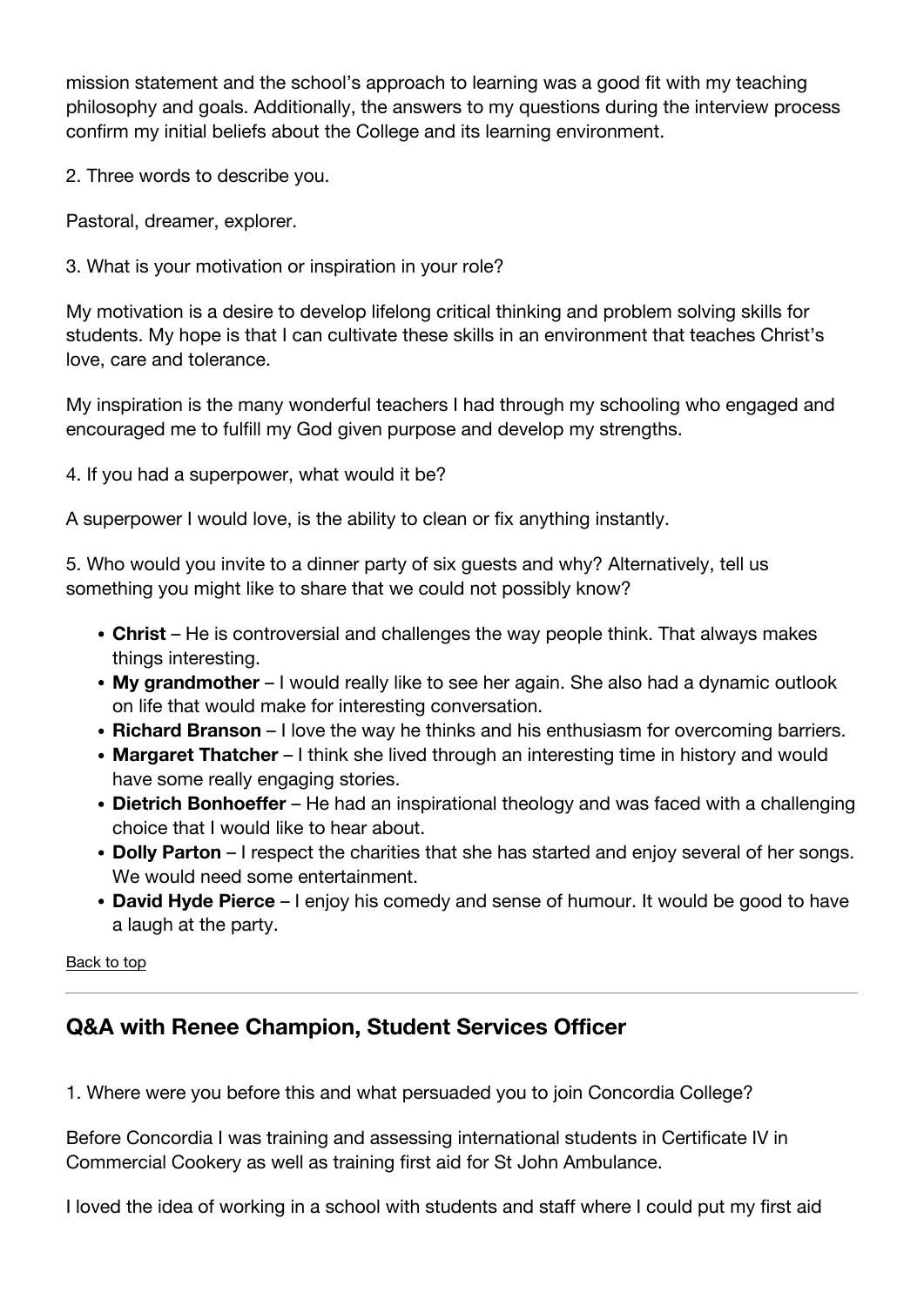mission statement and the school's approach to learning was a good fit with my teaching philosophy and goals. Additionally, the answers to my questions during the interview process confirm my initial beliefs about the College and its learning environment.

2. Three words to describe you.

Pastoral, dreamer, explorer.

3. What is your motivation or inspiration in your role?

My motivation is a desire to develop lifelong critical thinking and problem solving skills for students. My hope is that I can cultivate these skills in an environment that teaches Christ's love, care and tolerance.

My inspiration is the many wonderful teachers I had through my schooling who engaged and encouraged me to fulfill my God given purpose and develop my strengths.

4. If you had a superpower, what would it be?

A superpower I would love, is the ability to clean or fix anything instantly.

5. Who would you invite to a dinner party of six guests and why? Alternatively, tell us something you might like to share that we could not possibly know?

- **Christ** – He is controversial and challenges the way people think. That always makes things interesting.
- **My grandmother** – I would really like to see her again. She also had a dynamic outlook on life that would make for interesting conversation.
- **Richard Branson** – I love the way he thinks and his enthusiasm for overcoming barriers.
- **Margaret Thatcher** – I think she lived through an interesting time in history and would have some really engaging stories.
- **Dietrich Bonhoeffer** – He had an inspirational theology and was faced with a challenging choice that I would like to hear about.
- **Dolly Parton** – I respect the charities that she has started and enjoy several of her songs. We would need some entertainment.
- **David Hyde Pierce** – I enjoy his comedy and sense of humour. It would be good to have a laugh at the party.

Back to top

---

## Q&A with Renee Champion, Student Services Officer

1. Where were you before this and what persuaded you to join Concordia College?

Before Concordia I was training and assessing international students in Certificate IV in Commercial Cookery as well as training first aid for St John Ambulance.

I loved the idea of working in a school with students and staff where I could put my first aid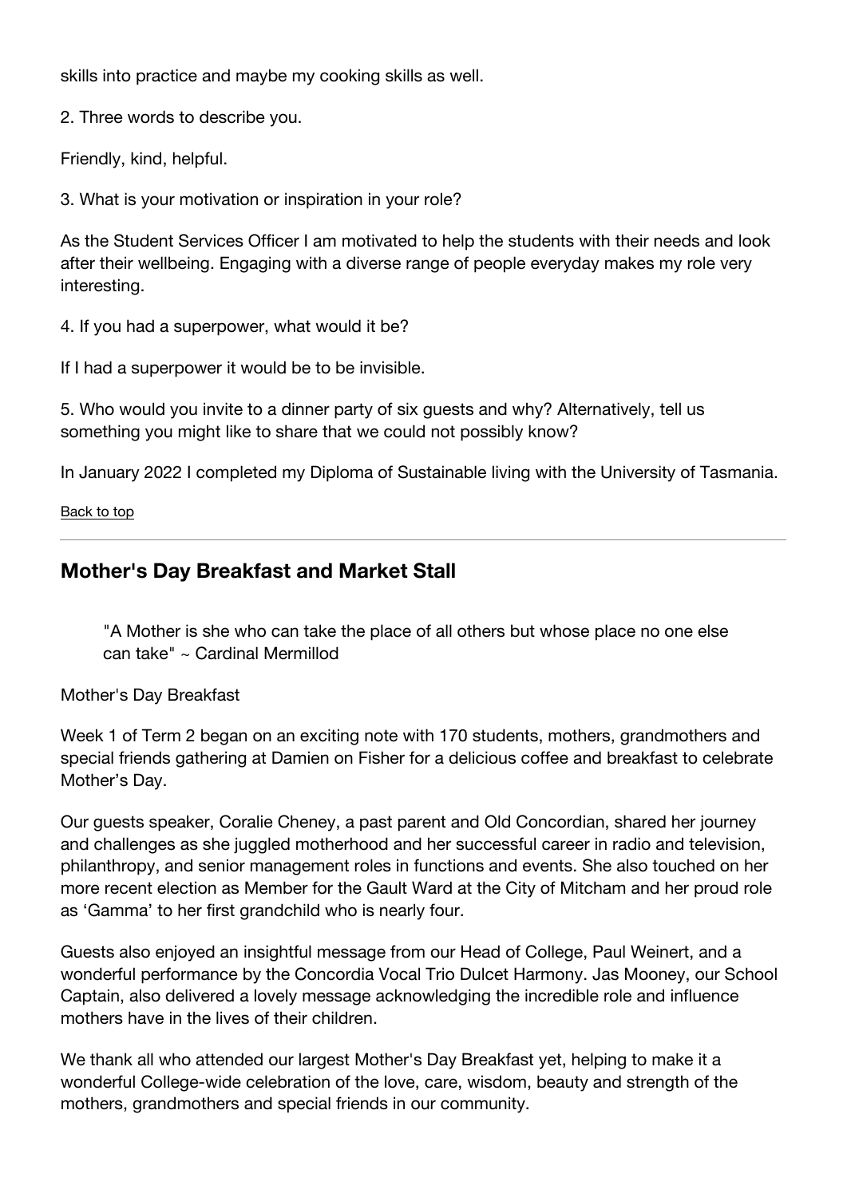skills into practice and maybe my cooking skills as well.

2. Three words to describe you.

Friendly, kind, helpful.

3. What is your motivation or inspiration in your role?

As the Student Services Officer I am motivated to help the students with their needs and look after their wellbeing. Engaging with a diverse range of people everyday makes my role very interesting.

4. If you had a superpower, what would it be?

If I had a superpower it would be to be invisible.

5. Who would you invite to a dinner party of six guests and why? Alternatively, tell us something you might like to share that we could not possibly know?

In January 2022 I completed my Diploma of Sustainable living with the University of Tasmania.

Back to top

---

## Mother's Day Breakfast and Market Stall

> "A Mother is she who can take the place of all others but whose place no one else can take" ~ Cardinal Mermillod

Mother's Day Breakfast

Week 1 of Term 2 began on an exciting note with 170 students, mothers, grandmothers and special friends gathering at Damien on Fisher for a delicious coffee and breakfast to celebrate Mother's Day.

Our guests speaker, Coralie Cheney, a past parent and Old Concordian, shared her journey and challenges as she juggled motherhood and her successful career in radio and television, philanthropy, and senior management roles in functions and events. She also touched on her more recent election as Member for the Gault Ward at the City of Mitcham and her proud role as 'Gamma' to her first grandchild who is nearly four.

Guests also enjoyed an insightful message from our Head of College, Paul Weinert, and a wonderful performance by the Concordia Vocal Trio Dulcet Harmony. Jas Mooney, our School Captain, also delivered a lovely message acknowledging the incredible role and influence mothers have in the lives of their children.

We thank all who attended our largest Mother's Day Breakfast yet, helping to make it a wonderful College-wide celebration of the love, care, wisdom, beauty and strength of the mothers, grandmothers and special friends in our community.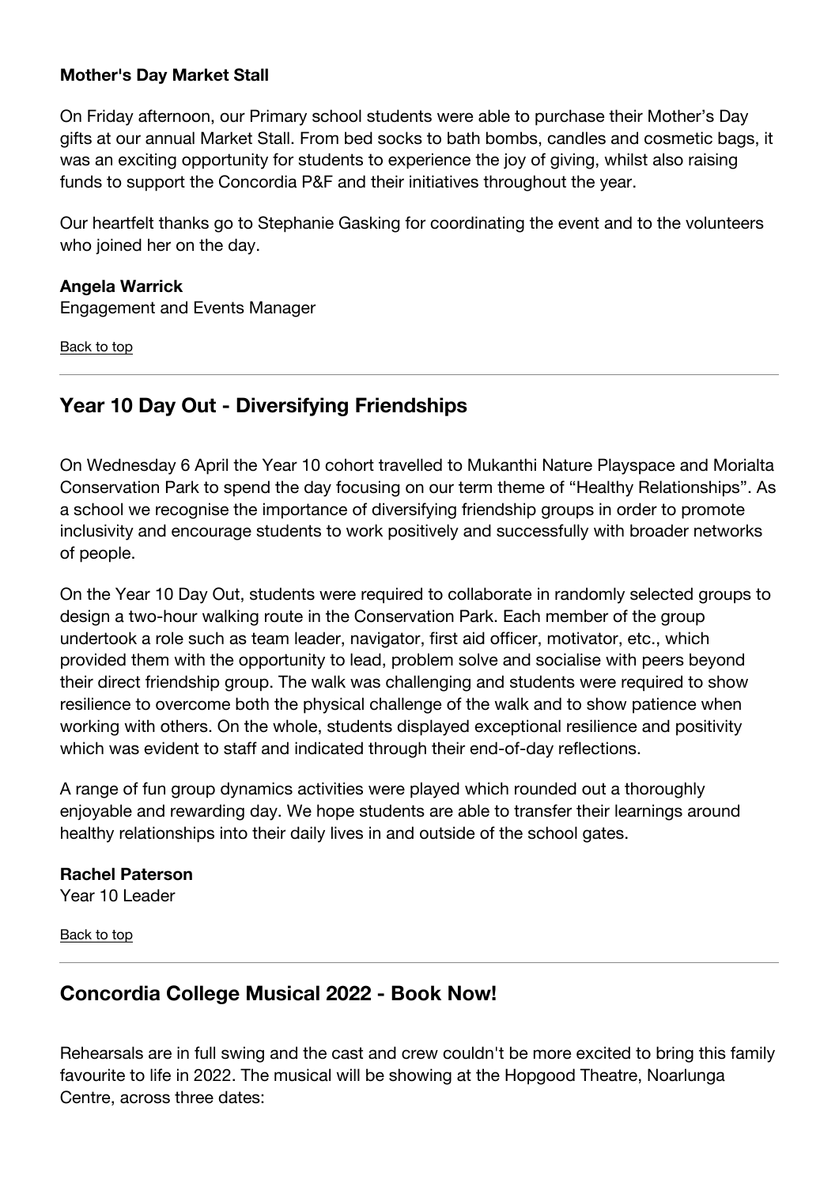**Mother's Day Market Stall**

On Friday afternoon, our Primary school students were able to purchase their Mother's Day gifts at our annual Market Stall. From bed socks to bath bombs, candles and cosmetic bags, it was an exciting opportunity for students to experience the joy of giving, whilst also raising funds to support the Concordia P&F and their initiatives throughout the year.

Our heartfelt thanks go to Stephanie Gasking for coordinating the event and to the volunteers who joined her on the day.

**Angela Warrick**
Engagement and Events Manager

Back to top

---

## Year 10 Day Out - Diversifying Friendships

On Wednesday 6 April the Year 10 cohort travelled to Mukanthi Nature Playspace and Morialta Conservation Park to spend the day focusing on our term theme of "Healthy Relationships". As a school we recognise the importance of diversifying friendship groups in order to promote inclusivity and encourage students to work positively and successfully with broader networks of people.

On the Year 10 Day Out, students were required to collaborate in randomly selected groups to design a two-hour walking route in the Conservation Park. Each member of the group undertook a role such as team leader, navigator, first aid officer, motivator, etc., which provided them with the opportunity to lead, problem solve and socialise with peers beyond their direct friendship group. The walk was challenging and students were required to show resilience to overcome both the physical challenge of the walk and to show patience when working with others. On the whole, students displayed exceptional resilience and positivity which was evident to staff and indicated through their end-of-day reflections.

A range of fun group dynamics activities were played which rounded out a thoroughly enjoyable and rewarding day. We hope students are able to transfer their learnings around healthy relationships into their daily lives in and outside of the school gates.

**Rachel Paterson**
Year 10 Leader

Back to top

---

## Concordia College Musical 2022 - Book Now!

Rehearsals are in full swing and the cast and crew couldn't be more excited to bring this family favourite to life in 2022. The musical will be showing at the Hopgood Theatre, Noarlunga Centre, across three dates: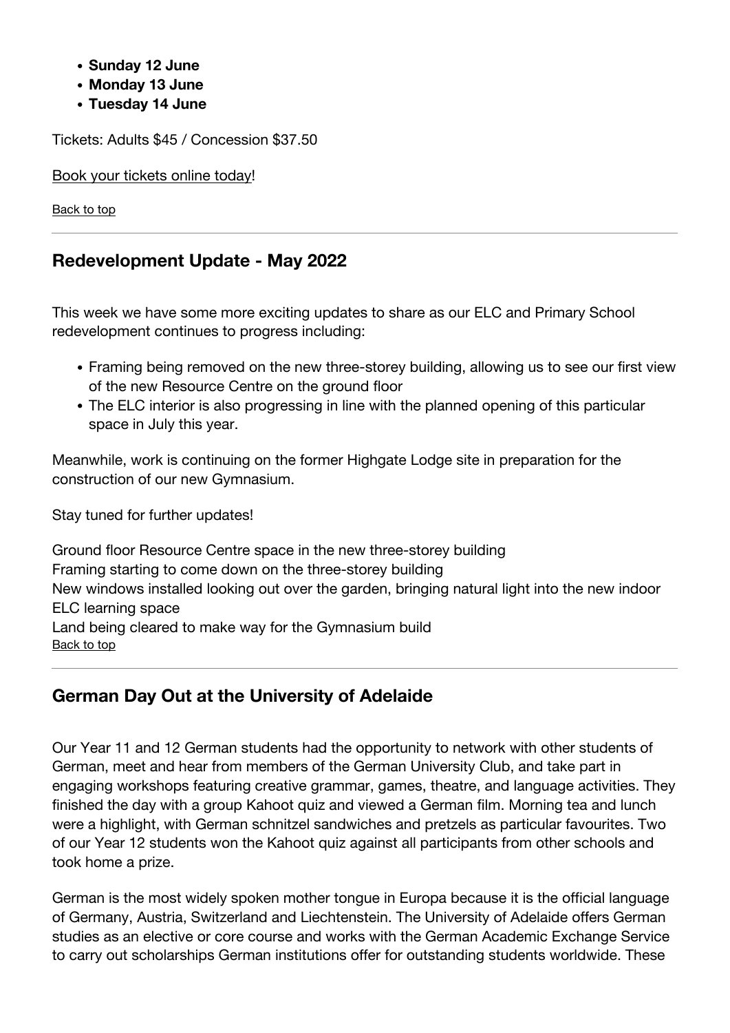- **Sunday 12 June**
- **Monday 13 June**
- **Tuesday 14 June**

Tickets: Adults $45 / Concession $37.50

Book your tickets online today!

Back to top

## Redevelopment Update - May 2022

This week we have some more exciting updates to share as our ELC and Primary School redevelopment continues to progress including:

- Framing being removed on the new three-storey building, allowing us to see our first view of the new Resource Centre on the ground floor
- The ELC interior is also progressing in line with the planned opening of this particular space in July this year.

Meanwhile, work is continuing on the former Highgate Lodge site in preparation for the construction of our new Gymnasium.

Stay tuned for further updates!

Ground floor Resource Centre space in the new three-storey building
Framing starting to come down on the three-storey building
New windows installed looking out over the garden, bringing natural light into the new indoor ELC learning space
Land being cleared to make way for the Gymnasium build
Back to top

## German Day Out at the University of Adelaide

Our Year 11 and 12 German students had the opportunity to network with other students of German, meet and hear from members of the German University Club, and take part in engaging workshops featuring creative grammar, games, theatre, and language activities. They finished the day with a group Kahoot quiz and viewed a German film. Morning tea and lunch were a highlight, with German schnitzel sandwiches and pretzels as particular favourites. Two of our Year 12 students won the Kahoot quiz against all participants from other schools and took home a prize.

German is the most widely spoken mother tongue in Europa because it is the official language of Germany, Austria, Switzerland and Liechtenstein. The University of Adelaide offers German studies as an elective or core course and works with the German Academic Exchange Service to carry out scholarships German institutions offer for outstanding students worldwide. These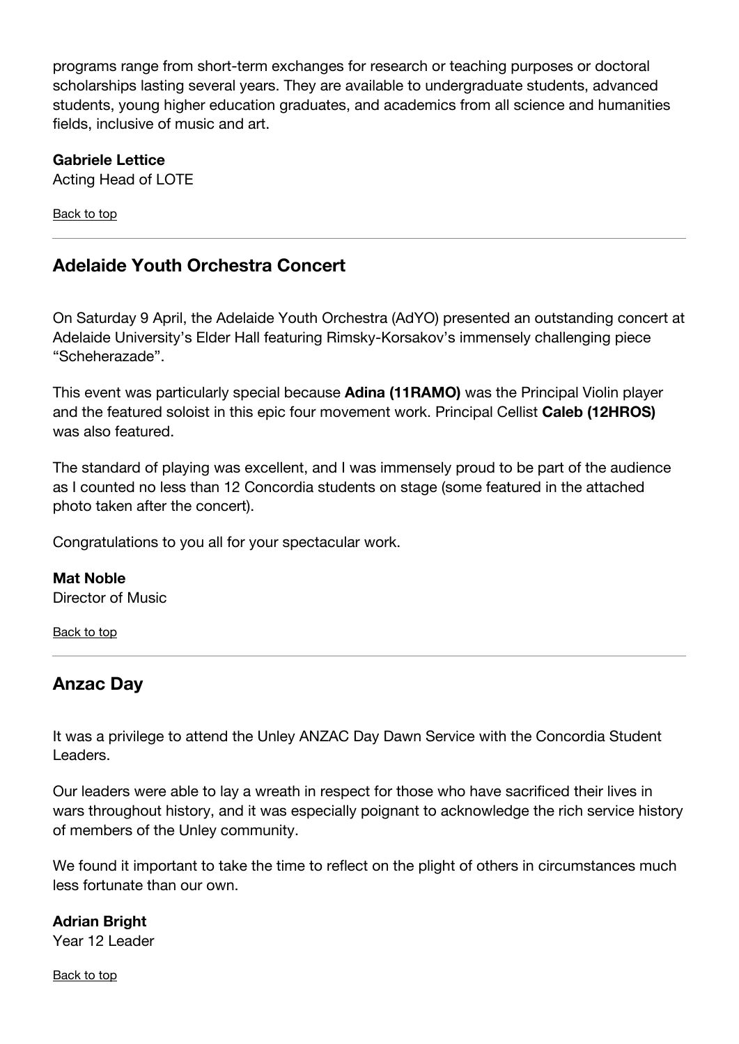programs range from short-term exchanges for research or teaching purposes or doctoral scholarships lasting several years. They are available to undergraduate students, advanced students, young higher education graduates, and academics from all science and humanities fields, inclusive of music and art.

**Gabriele Lettice**
Acting Head of LOTE

Back to top

---

## Adelaide Youth Orchestra Concert

On Saturday 9 April, the Adelaide Youth Orchestra (AdYO) presented an outstanding concert at Adelaide University's Elder Hall featuring Rimsky-Korsakov's immensely challenging piece "Scheherazade".

This event was particularly special because **Adina (11RAMO)** was the Principal Violin player and the featured soloist in this epic four movement work. Principal Cellist **Caleb (12HROS)** was also featured.

The standard of playing was excellent, and I was immensely proud to be part of the audience as I counted no less than 12 Concordia students on stage (some featured in the attached photo taken after the concert).

Congratulations to you all for your spectacular work.

**Mat Noble**
Director of Music

Back to top

---

## Anzac Day

It was a privilege to attend the Unley ANZAC Day Dawn Service with the Concordia Student Leaders.

Our leaders were able to lay a wreath in respect for those who have sacrificed their lives in wars throughout history, and it was especially poignant to acknowledge the rich service history of members of the Unley community.

We found it important to take the time to reflect on the plight of others in circumstances much less fortunate than our own.

**Adrian Bright**
Year 12 Leader

Back to top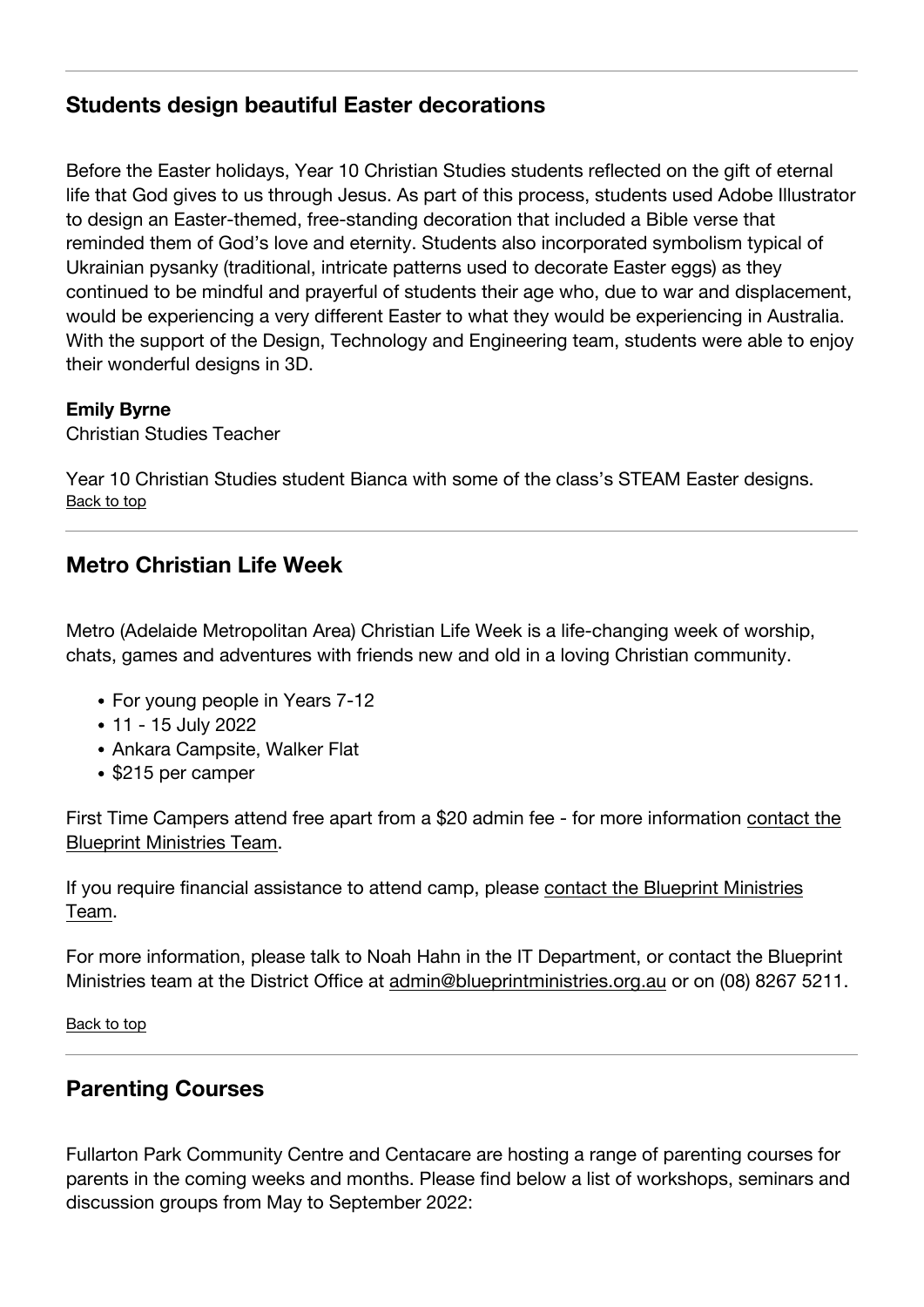---

## Students design beautiful Easter decorations

Before the Easter holidays, Year 10 Christian Studies students reflected on the gift of eternal life that God gives to us through Jesus. As part of this process, students used Adobe Illustrator to design an Easter-themed, free-standing decoration that included a Bible verse that reminded them of God's love and eternity. Students also incorporated symbolism typical of Ukrainian pysanky (traditional, intricate patterns used to decorate Easter eggs) as they continued to be mindful and prayerful of students their age who, due to war and displacement, would be experiencing a very different Easter to what they would be experiencing in Australia. With the support of the Design, Technology and Engineering team, students were able to enjoy their wonderful designs in 3D.

**Emily Byrne**
Christian Studies Teacher

Year 10 Christian Studies student Bianca with some of the class's STEAM Easter designs.
Back to top

---

## Metro Christian Life Week

Metro (Adelaide Metropolitan Area) Christian Life Week is a life-changing week of worship, chats, games and adventures with friends new and old in a loving Christian community.

- For young people in Years 7-12
- 11 - 15 July 2022
- Ankara Campsite, Walker Flat
- $215 per camper

First Time Campers attend free apart from a $20 admin fee - for more information contact the Blueprint Ministries Team.

If you require financial assistance to attend camp, please contact the Blueprint Ministries Team.

For more information, please talk to Noah Hahn in the IT Department, or contact the Blueprint Ministries team at the District Office at admin@blueprintministries.org.au or on (08) 8267 5211.

Back to top

---

## Parenting Courses

Fullarton Park Community Centre and Centacare are hosting a range of parenting courses for parents in the coming weeks and months. Please find below a list of workshops, seminars and discussion groups from May to September 2022: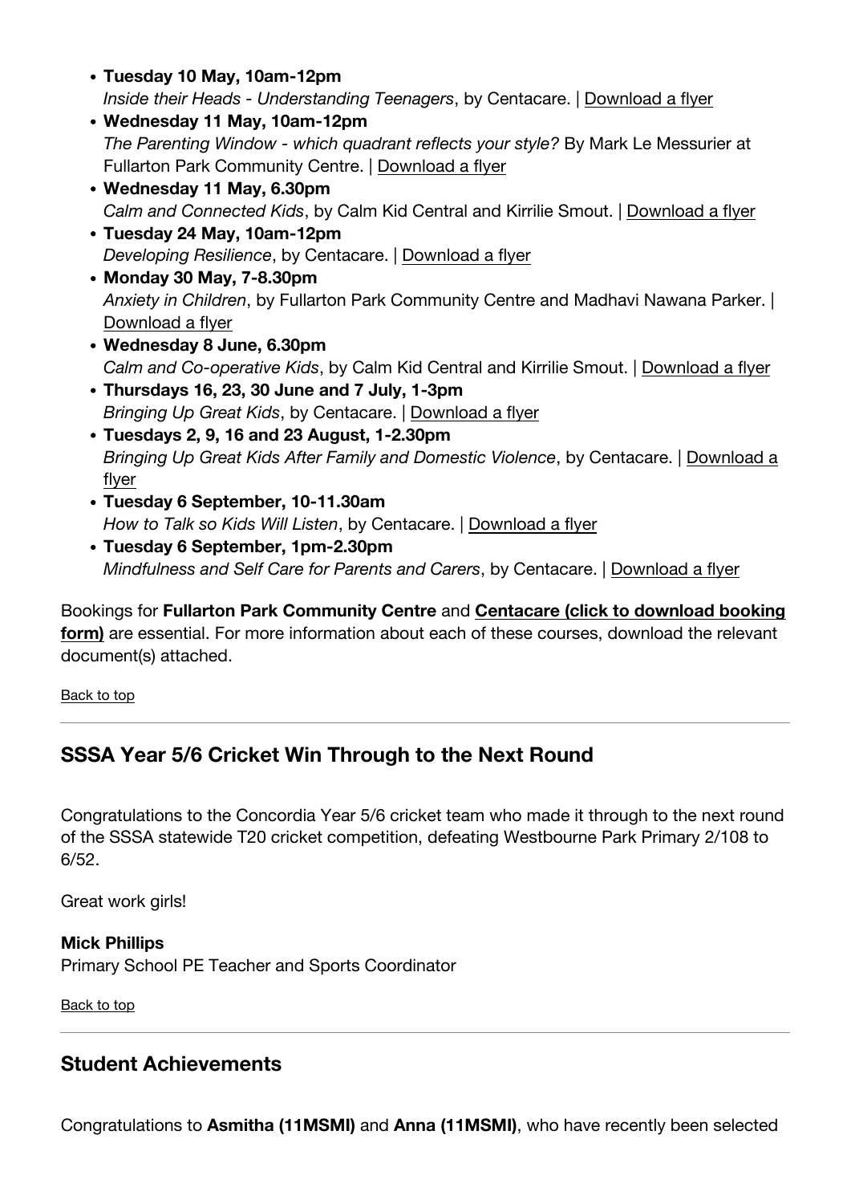- **Tuesday 10 May, 10am-12pm**
  *Inside their Heads - Understanding Teenagers*, by Centacare. | Download a flyer
- **Wednesday 11 May, 10am-12pm**
  *The Parenting Window - which quadrant reflects your style?* By Mark Le Messurier at Fullarton Park Community Centre. | Download a flyer
- **Wednesday 11 May, 6.30pm**
  *Calm and Connected Kids*, by Calm Kid Central and Kirrilie Smout. | Download a flyer
- **Tuesday 24 May, 10am-12pm**
  *Developing Resilience*, by Centacare. | Download a flyer
- **Monday 30 May, 7-8.30pm**
  *Anxiety in Children*, by Fullarton Park Community Centre and Madhavi Nawana Parker. | Download a flyer
- **Wednesday 8 June, 6.30pm**
  *Calm and Co-operative Kids*, by Calm Kid Central and Kirrilie Smout. | Download a flyer
- **Thursdays 16, 23, 30 June and 7 July, 1-3pm**
  *Bringing Up Great Kids*, by Centacare. | Download a flyer
- **Tuesdays 2, 9, 16 and 23 August, 1-2.30pm**
  *Bringing Up Great Kids After Family and Domestic Violence*, by Centacare. | Download a flyer
- **Tuesday 6 September, 10-11.30am**
  *How to Talk so Kids Will Listen*, by Centacare. | Download a flyer
- **Tuesday 6 September, 1pm-2.30pm**
  *Mindfulness and Self Care for Parents and Carers*, by Centacare. | Download a flyer

Bookings for **Fullarton Park Community Centre** and **Centacare (click to download booking form)** are essential. For more information about each of these courses, download the relevant document(s) attached.

Back to top

## SSSA Year 5/6 Cricket Win Through to the Next Round

Congratulations to the Concordia Year 5/6 cricket team who made it through to the next round of the SSSA statewide T20 cricket competition, defeating Westbourne Park Primary 2/108 to 6/52.

Great work girls!

**Mick Phillips**
Primary School PE Teacher and Sports Coordinator

Back to top

## Student Achievements

Congratulations to **Asmitha (11MSMI)** and **Anna (11MSMI)**, who have recently been selected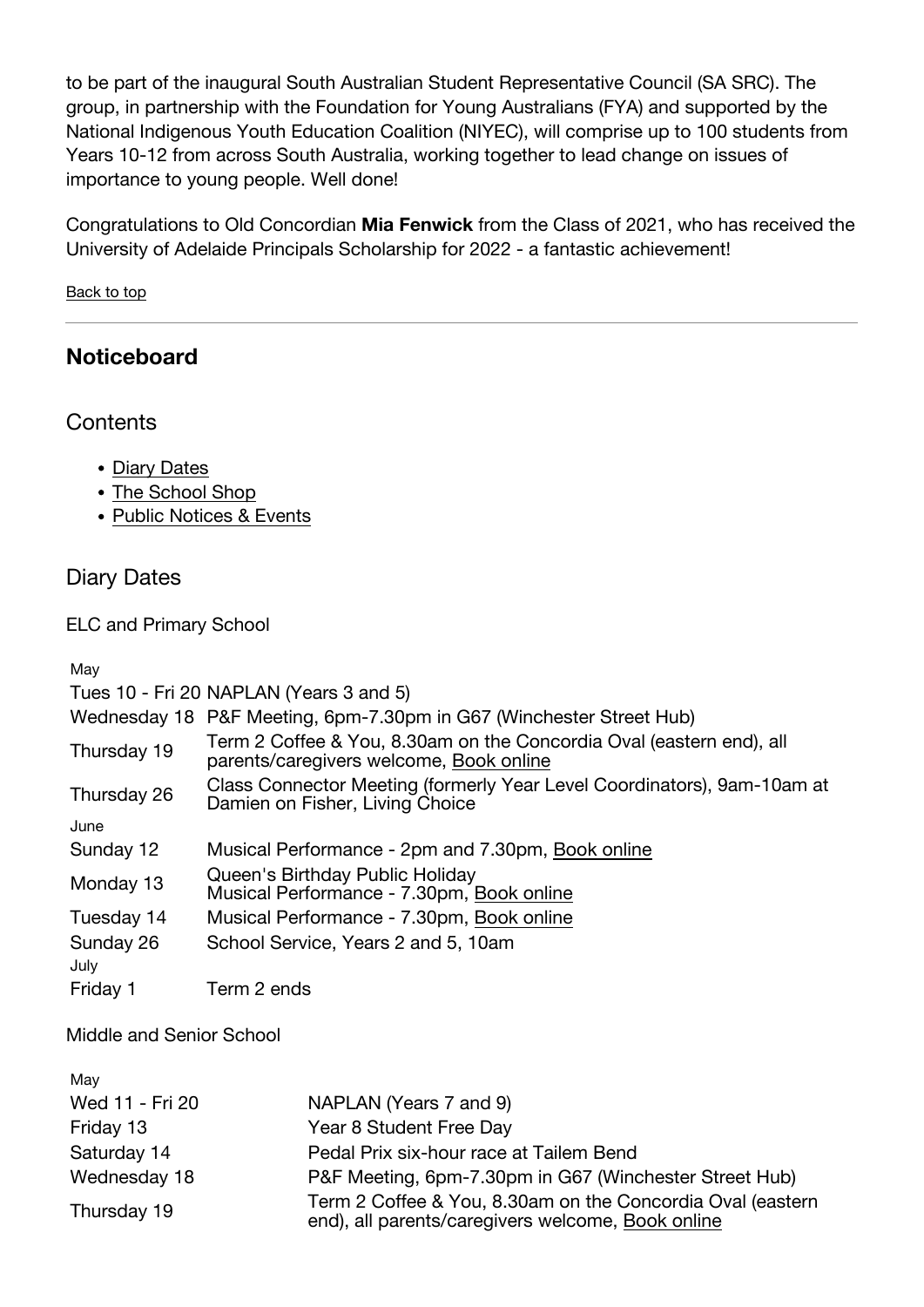to be part of the inaugural South Australian Student Representative Council (SA SRC). The group, in partnership with the Foundation for Young Australians (FYA) and supported by the National Indigenous Youth Education Coalition (NIYEC), will comprise up to 100 students from Years 10-12 from across South Australia, working together to lead change on issues of importance to young people. Well done!

Congratulations to Old Concordian **Mia Fenwick** from the Class of 2021, who has received the University of Adelaide Principals Scholarship for 2022 - a fantastic achievement!

Back to top

---

## Noticeboard

### Contents

- Diary Dates
- The School Shop
- Public Notices & Events

### Diary Dates

ELC and Primary School

| | |
|---|---|
| May | |
| Tues 10 - Fri 20 | NAPLAN (Years 3 and 5) |
| Wednesday 18 | P&F Meeting, 6pm-7.30pm in G67 (Winchester Street Hub) |
| Thursday 19 | Term 2 Coffee & You, 8.30am on the Concordia Oval (eastern end), all parents/caregivers welcome, Book online |
| Thursday 26 | Class Connector Meeting (formerly Year Level Coordinators), 9am-10am at Damien on Fisher, Living Choice |
| June | |
| Sunday 12 | Musical Performance - 2pm and 7.30pm, Book online |
| Monday 13 | Queen's Birthday Public Holiday<br>Musical Performance - 7.30pm, Book online |
| Tuesday 14 | Musical Performance - 7.30pm, Book online |
| Sunday 26 | School Service, Years 2 and 5, 10am |
| July | |
| Friday 1 | Term 2 ends |

Middle and Senior School

| | |
|---|---|
| May | |
| Wed 11 - Fri 20 | NAPLAN (Years 7 and 9) |
| Friday 13 | Year 8 Student Free Day |
| Saturday 14 | Pedal Prix six-hour race at Tailem Bend |
| Wednesday 18 | P&F Meeting, 6pm-7.30pm in G67 (Winchester Street Hub) |
| Thursday 19 | Term 2 Coffee & You, 8.30am on the Concordia Oval (eastern end), all parents/caregivers welcome, Book online |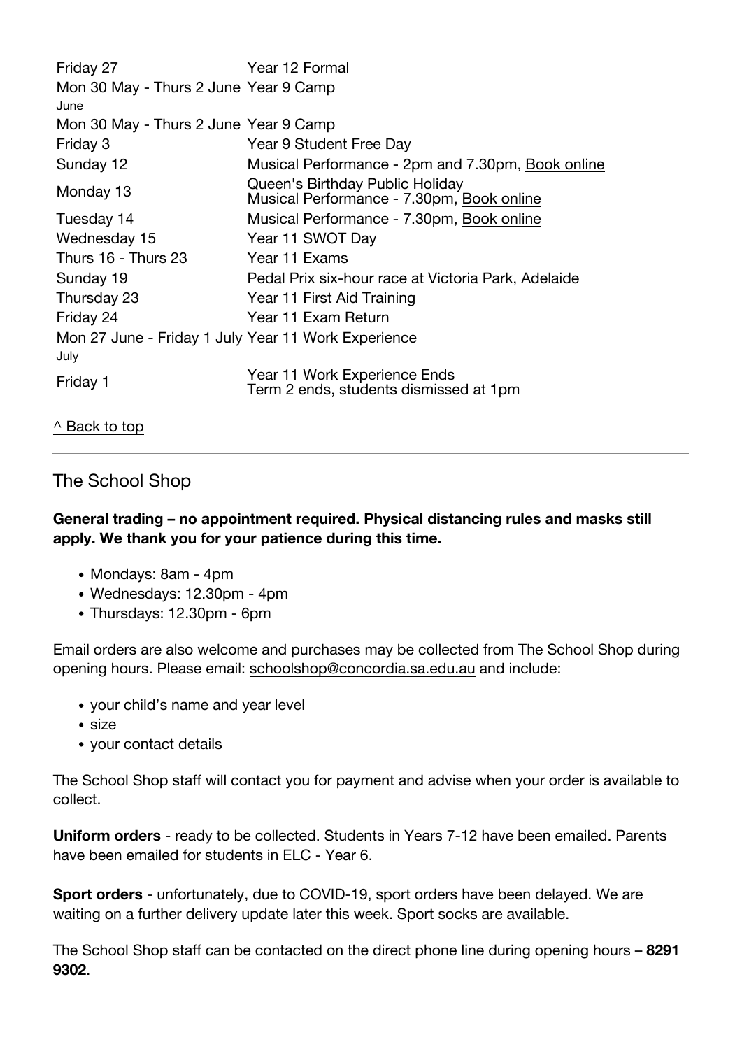| | |
|---|---|
| Friday 27 | Year 12 Formal |
| Mon 30 May - Thurs 2 June | Year 9 Camp |
| June | |
| Mon 30 May - Thurs 2 June | Year 9 Camp |
| Friday 3 | Year 9 Student Free Day |
| Sunday 12 | Musical Performance - 2pm and 7.30pm, Book online |
| Monday 13 | Queen's Birthday Public Holiday<br>Musical Performance - 7.30pm, Book online |
| Tuesday 14 | Musical Performance - 7.30pm, Book online |
| Wednesday 15 | Year 11 SWOT Day |
| Thurs 16 - Thurs 23 | Year 11 Exams |
| Sunday 19 | Pedal Prix six-hour race at Victoria Park, Adelaide |
| Thursday 23 | Year 11 First Aid Training |
| Friday 24 | Year 11 Exam Return |
| Mon 27 June - Friday 1 July | Year 11 Work Experience |
| July | |
| Friday 1 | Year 11 Work Experience Ends<br>Term 2 ends, students dismissed at 1pm |

^ Back to top

## The School Shop

**General trading – no appointment required. Physical distancing rules and masks still apply. We thank you for your patience during this time.**

- Mondays: 8am - 4pm
- Wednesdays: 12.30pm - 4pm
- Thursdays: 12.30pm - 6pm

Email orders are also welcome and purchases may be collected from The School Shop during opening hours. Please email: schoolshop@concordia.sa.edu.au and include:

- your child's name and year level
- size
- your contact details

The School Shop staff will contact you for payment and advise when your order is available to collect.

**Uniform orders** - ready to be collected. Students in Years 7-12 have been emailed. Parents have been emailed for students in ELC - Year 6.

**Sport orders** - unfortunately, due to COVID-19, sport orders have been delayed. We are waiting on a further delivery update later this week. Sport socks are available.

The School Shop staff can be contacted on the direct phone line during opening hours – **8291 9302**.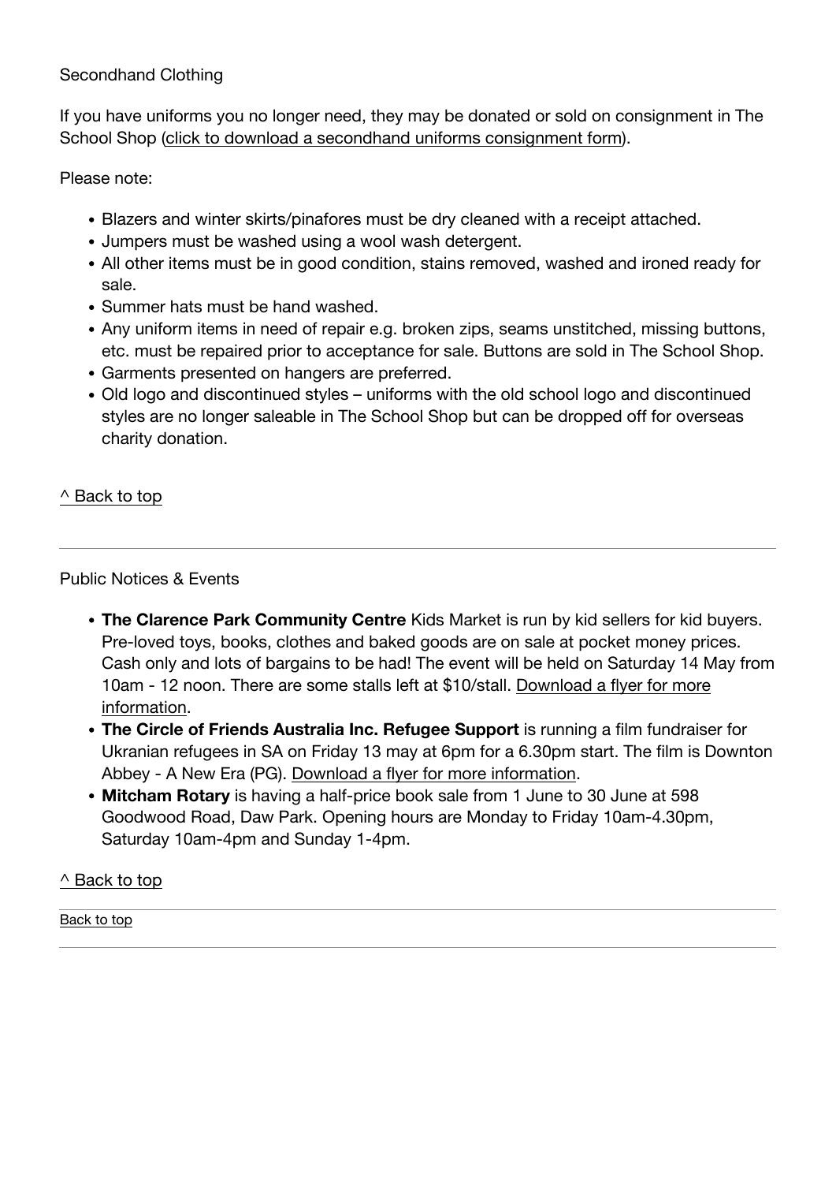Secondhand Clothing

If you have uniforms you no longer need, they may be donated or sold on consignment in The School Shop (click to download a secondhand uniforms consignment form).

Please note:

- Blazers and winter skirts/pinafores must be dry cleaned with a receipt attached.
- Jumpers must be washed using a wool wash detergent.
- All other items must be in good condition, stains removed, washed and ironed ready for sale.
- Summer hats must be hand washed.
- Any uniform items in need of repair e.g. broken zips, seams unstitched, missing buttons, etc. must be repaired prior to acceptance for sale. Buttons are sold in The School Shop.
- Garments presented on hangers are preferred.
- Old logo and discontinued styles – uniforms with the old school logo and discontinued styles are no longer saleable in The School Shop but can be dropped off for overseas charity donation.

^ Back to top

---

Public Notices & Events

- **The Clarence Park Community Centre** Kids Market is run by kid sellers for kid buyers. Pre-loved toys, books, clothes and baked goods are on sale at pocket money prices. Cash only and lots of bargains to be had! The event will be held on Saturday 14 May from 10am - 12 noon. There are some stalls left at $10/stall. Download a flyer for more information.
- **The Circle of Friends Australia Inc. Refugee Support** is running a film fundraiser for Ukranian refugees in SA on Friday 13 may at 6pm for a 6.30pm start. The film is Downton Abbey - A New Era (PG). Download a flyer for more information.
- **Mitcham Rotary** is having a half-price book sale from 1 June to 30 June at 598 Goodwood Road, Daw Park. Opening hours are Monday to Friday 10am-4.30pm, Saturday 10am-4pm and Sunday 1-4pm.

^ Back to top

---

Back to top

---